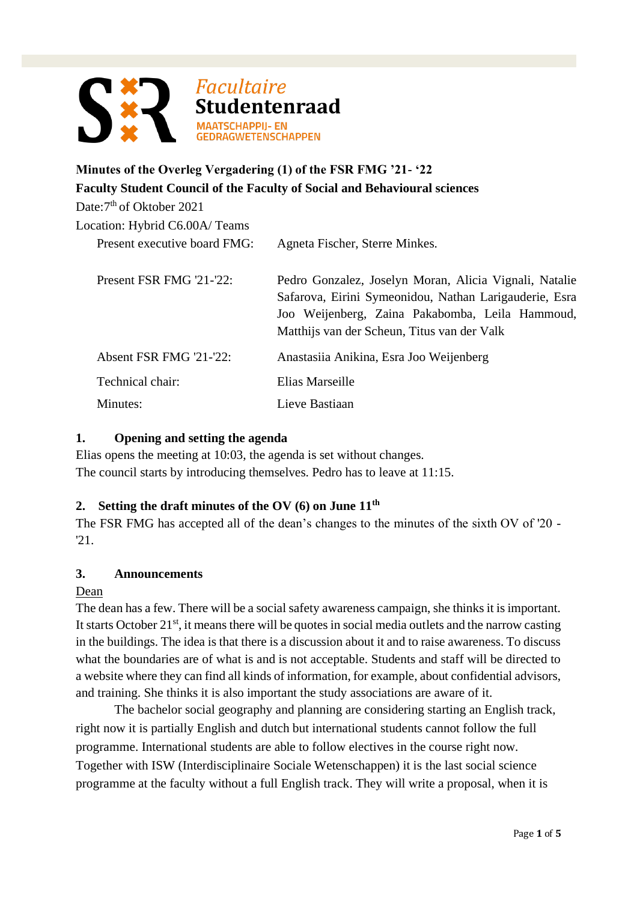Facultaire **Studentenraad**
MAATSCHAPPIJ- EN GEDRAGWETENSCHAPPEN

**Minutes of the Overleg Vergadering (1) of the FSR FMG '21- '22**
**Faculty Student Council of the Faculty of Social and Behavioural sciences**

Date: 7th of Oktober 2021
Location: Hybrid C6.00A/ Teams

| | |
|---|---|
| Present executive board FMG: | Agneta Fischer, Sterre Minkes. |
| Present FSR FMG '21-'22: | Pedro Gonzalez, Joselyn Moran, Alicia Vignali, Natalie Safarova, Eirini Symeonidou, Nathan Larigauderie, Esra Joo Weijenberg, Zaina Pakabomba, Leila Hammoud, Matthijs van der Scheun, Titus van der Valk |
| Absent FSR FMG '21-'22: | Anastasiia Anikina, Esra Joo Weijenberg |
| Technical chair: | Elias Marseille |
| Minutes: | Lieve Bastiaan |

## 1. Opening and setting the agenda

Elias opens the meeting at 10:03, the agenda is set without changes.
The council starts by introducing themselves. Pedro has to leave at 11:15.

## 2. Setting the draft minutes of the OV (6) on June 11th

The FSR FMG has accepted all of the dean's changes to the minutes of the sixth OV of '20 - '21.

## 3. Announcements

Dean

The dean has a few. There will be a social safety awareness campaign, she thinks it is important. It starts October 21st, it means there will be quotes in social media outlets and the narrow casting in the buildings. The idea is that there is a discussion about it and to raise awareness. To discuss what the boundaries are of what is and is not acceptable. Students and staff will be directed to a website where they can find all kinds of information, for example, about confidential advisors, and training. She thinks it is also important the study associations are aware of it.

The bachelor social geography and planning are considering starting an English track, right now it is partially English and dutch but international students cannot follow the full programme. International students are able to follow electives in the course right now. Together with ISW (Interdisciplinaire Sociale Wetenschappen) it is the last social science programme at the faculty without a full English track. They will write a proposal, when it is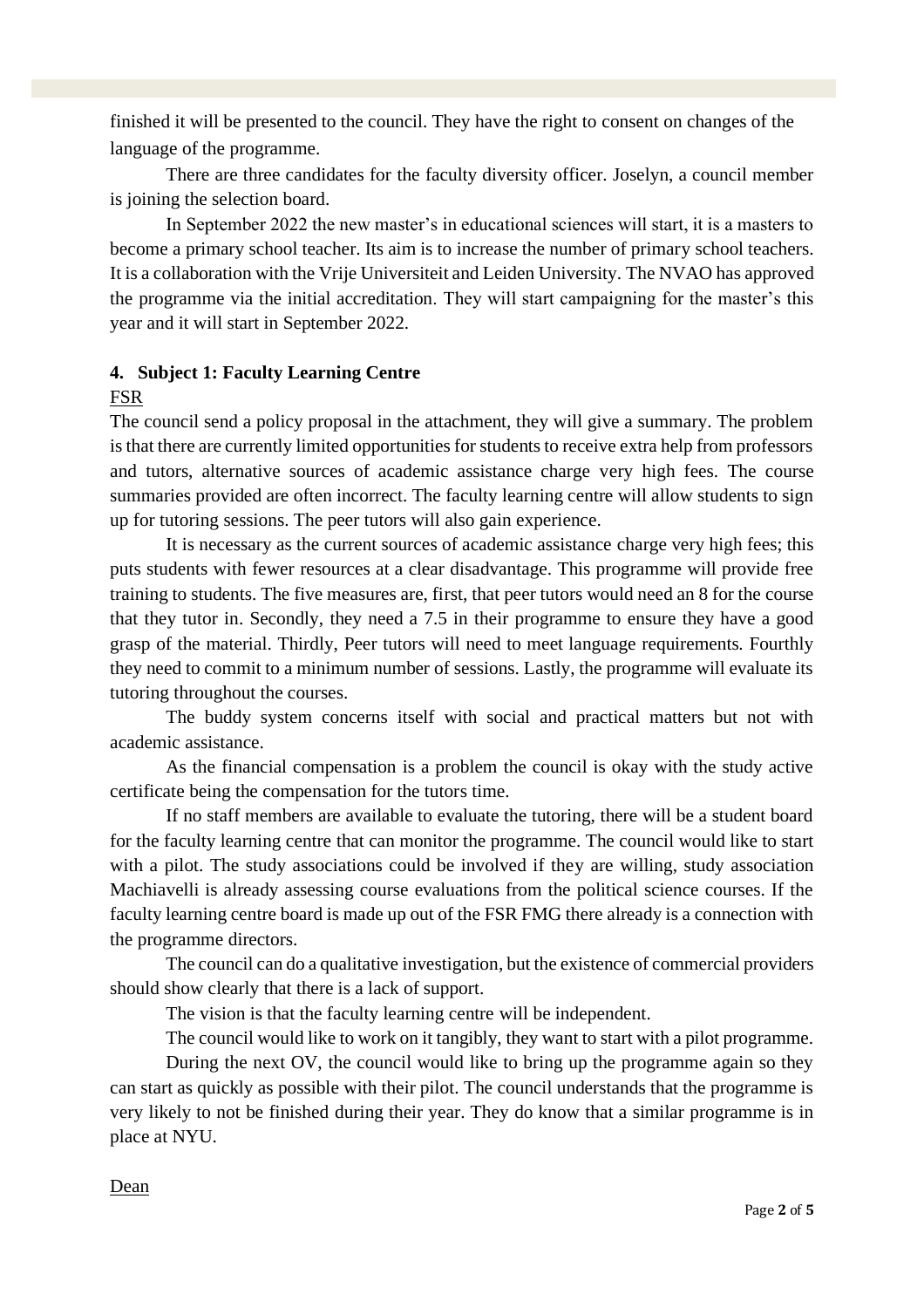finished it will be presented to the council. They have the right to consent on changes of the language of the programme.

There are three candidates for the faculty diversity officer. Joselyn, a council member is joining the selection board.

In September 2022 the new master's in educational sciences will start, it is a masters to become a primary school teacher. Its aim is to increase the number of primary school teachers. It is a collaboration with the Vrije Universiteit and Leiden University. The NVAO has approved the programme via the initial accreditation. They will start campaigning for the master's this year and it will start in September 2022.

## 4. Subject 1: Faculty Learning Centre

FSR

The council send a policy proposal in the attachment, they will give a summary. The problem is that there are currently limited opportunities for students to receive extra help from professors and tutors, alternative sources of academic assistance charge very high fees. The course summaries provided are often incorrect. The faculty learning centre will allow students to sign up for tutoring sessions. The peer tutors will also gain experience.

It is necessary as the current sources of academic assistance charge very high fees; this puts students with fewer resources at a clear disadvantage. This programme will provide free training to students. The five measures are, first, that peer tutors would need an 8 for the course that they tutor in. Secondly, they need a 7.5 in their programme to ensure they have a good grasp of the material. Thirdly, Peer tutors will need to meet language requirements. Fourthly they need to commit to a minimum number of sessions. Lastly, the programme will evaluate its tutoring throughout the courses.

The buddy system concerns itself with social and practical matters but not with academic assistance.

As the financial compensation is a problem the council is okay with the study active certificate being the compensation for the tutors time.

If no staff members are available to evaluate the tutoring, there will be a student board for the faculty learning centre that can monitor the programme. The council would like to start with a pilot. The study associations could be involved if they are willing, study association Machiavelli is already assessing course evaluations from the political science courses. If the faculty learning centre board is made up out of the FSR FMG there already is a connection with the programme directors.

The council can do a qualitative investigation, but the existence of commercial providers should show clearly that there is a lack of support.

The vision is that the faculty learning centre will be independent.

The council would like to work on it tangibly, they want to start with a pilot programme.

During the next OV, the council would like to bring up the programme again so they can start as quickly as possible with their pilot. The council understands that the programme is very likely to not be finished during their year. They do know that a similar programme is in place at NYU.

Dean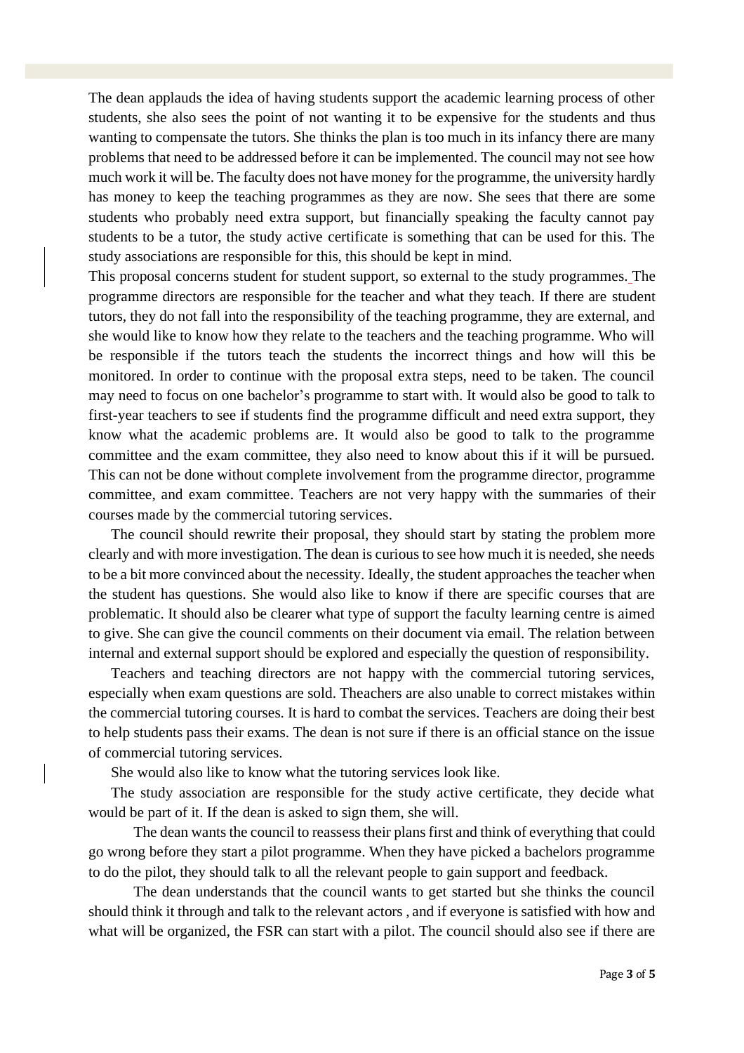The dean applauds the idea of having students support the academic learning process of other students, she also sees the point of not wanting it to be expensive for the students and thus wanting to compensate the tutors. She thinks the plan is too much in its infancy there are many problems that need to be addressed before it can be implemented. The council may not see how much work it will be. The faculty does not have money for the programme, the university hardly has money to keep the teaching programmes as they are now. She sees that there are some students who probably need extra support, but financially speaking the faculty cannot pay students to be a tutor, the study active certificate is something that can be used for this. The study associations are responsible for this, this should be kept in mind.

This proposal concerns student for student support, so external to the study programmes. The programme directors are responsible for the teacher and what they teach. If there are student tutors, they do not fall into the responsibility of the teaching programme, they are external, and she would like to know how they relate to the teachers and the teaching programme. Who will be responsible if the tutors teach the students the incorrect things and how will this be monitored. In order to continue with the proposal extra steps, need to be taken. The council may need to focus on one bachelor's programme to start with. It would also be good to talk to first-year teachers to see if students find the programme difficult and need extra support, they know what the academic problems are. It would also be good to talk to the programme committee and the exam committee, they also need to know about this if it will be pursued. This can not be done without complete involvement from the programme director, programme committee, and exam committee. Teachers are not very happy with the summaries of their courses made by the commercial tutoring services.

The council should rewrite their proposal, they should start by stating the problem more clearly and with more investigation. The dean is curious to see how much it is needed, she needs to be a bit more convinced about the necessity. Ideally, the student approaches the teacher when the student has questions. She would also like to know if there are specific courses that are problematic. It should also be clearer what type of support the faculty learning centre is aimed to give. She can give the council comments on their document via email. The relation between internal and external support should be explored and especially the question of responsibility.

Teachers and teaching directors are not happy with the commercial tutoring services, especially when exam questions are sold. Theachers are also unable to correct mistakes within the commercial tutoring courses. It is hard to combat the services. Teachers are doing their best to help students pass their exams. The dean is not sure if there is an official stance on the issue of commercial tutoring services.

She would also like to know what the tutoring services look like.

The study association are responsible for the study active certificate, they decide what would be part of it. If the dean is asked to sign them, she will.

The dean wants the council to reassess their plans first and think of everything that could go wrong before they start a pilot programme. When they have picked a bachelors programme to do the pilot, they should talk to all the relevant people to gain support and feedback.

The dean understands that the council wants to get started but she thinks the council should think it through and talk to the relevant actors , and if everyone is satisfied with how and what will be organized, the FSR can start with a pilot. The council should also see if there are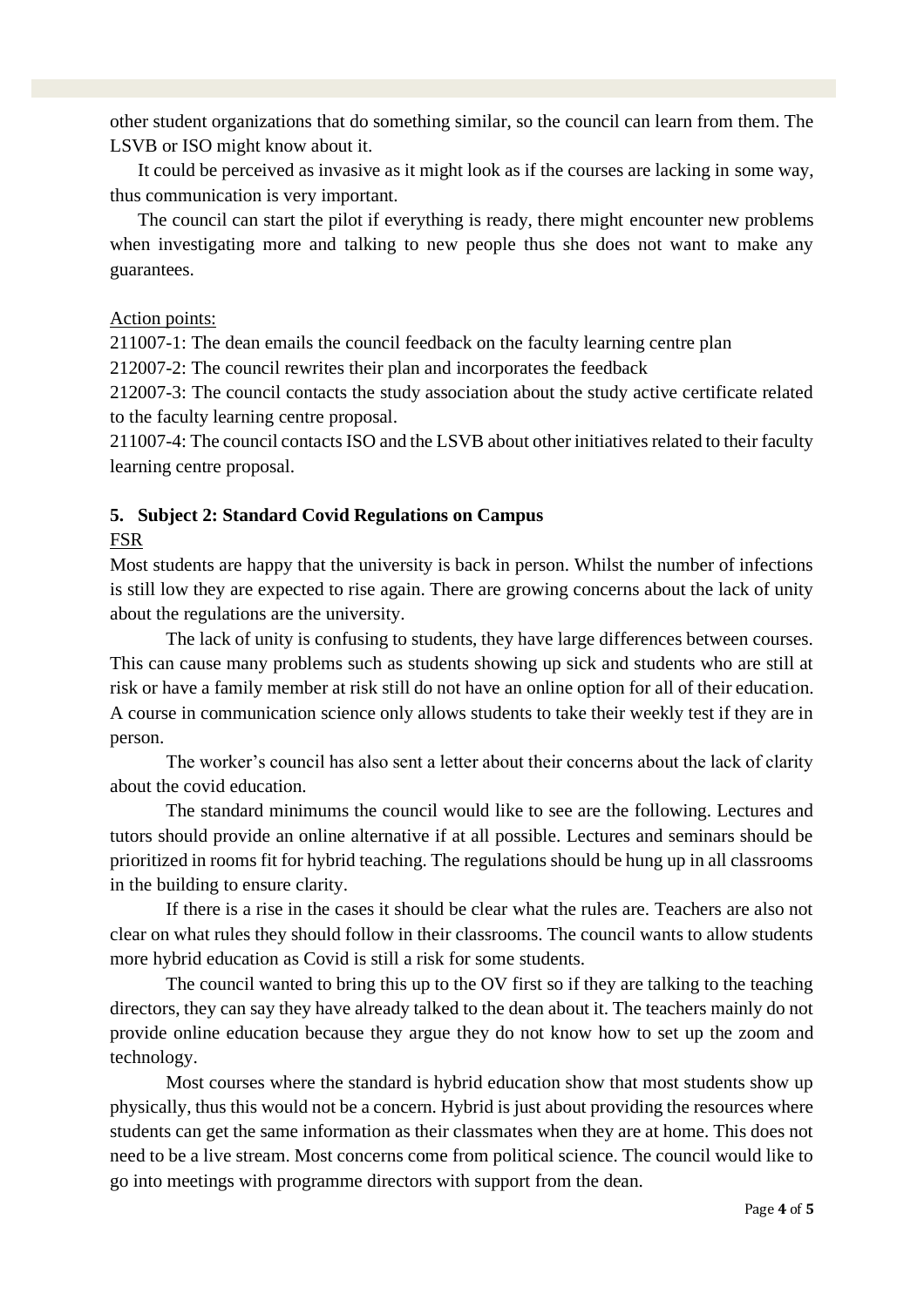other student organizations that do something similar, so the council can learn from them. The LSVB or ISO might know about it.

It could be perceived as invasive as it might look as if the courses are lacking in some way, thus communication is very important.

The council can start the pilot if everything is ready, there might encounter new problems when investigating more and talking to new people thus she does not want to make any guarantees.

Action points:

211007-1: The dean emails the council feedback on the faculty learning centre plan
212007-2: The council rewrites their plan and incorporates the feedback
212007-3: The council contacts the study association about the study active certificate related to the faculty learning centre proposal.
211007-4: The council contacts ISO and the LSVB about other initiatives related to their faculty learning centre proposal.

## 5. Subject 2: Standard Covid Regulations on Campus

FSR

Most students are happy that the university is back in person. Whilst the number of infections is still low they are expected to rise again. There are growing concerns about the lack of unity about the regulations are the university.

The lack of unity is confusing to students, they have large differences between courses. This can cause many problems such as students showing up sick and students who are still at risk or have a family member at risk still do not have an online option for all of their education. A course in communication science only allows students to take their weekly test if they are in person.

The worker's council has also sent a letter about their concerns about the lack of clarity about the covid education.

The standard minimums the council would like to see are the following. Lectures and tutors should provide an online alternative if at all possible. Lectures and seminars should be prioritized in rooms fit for hybrid teaching. The regulations should be hung up in all classrooms in the building to ensure clarity.

If there is a rise in the cases it should be clear what the rules are. Teachers are also not clear on what rules they should follow in their classrooms. The council wants to allow students more hybrid education as Covid is still a risk for some students.

The council wanted to bring this up to the OV first so if they are talking to the teaching directors, they can say they have already talked to the dean about it. The teachers mainly do not provide online education because they argue they do not know how to set up the zoom and technology.

Most courses where the standard is hybrid education show that most students show up physically, thus this would not be a concern. Hybrid is just about providing the resources where students can get the same information as their classmates when they are at home. This does not need to be a live stream. Most concerns come from political science. The council would like to go into meetings with programme directors with support from the dean.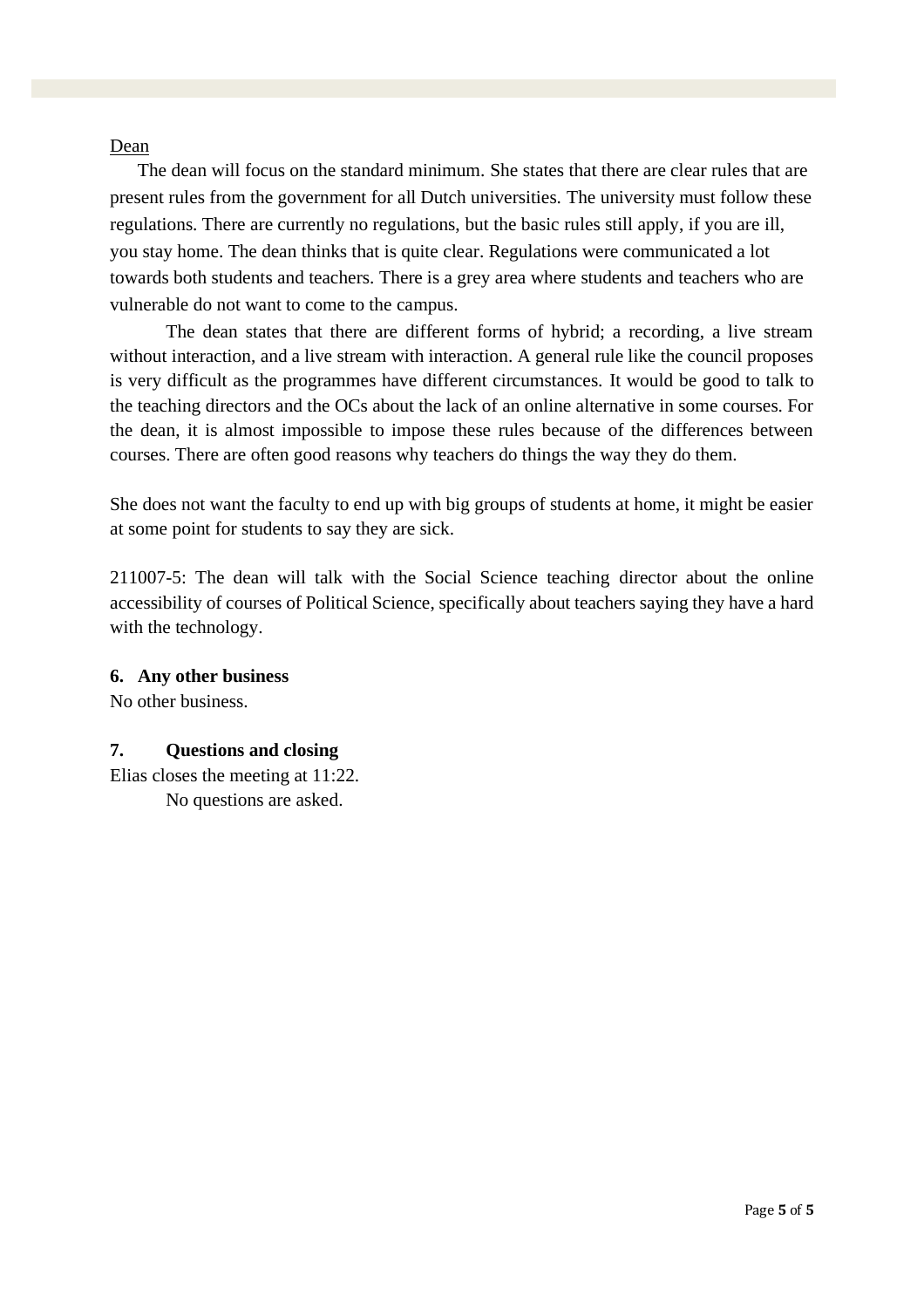Dean

The dean will focus on the standard minimum. She states that there are clear rules that are present rules from the government for all Dutch universities. The university must follow these regulations. There are currently no regulations, but the basic rules still apply, if you are ill, you stay home. The dean thinks that is quite clear. Regulations were communicated a lot towards both students and teachers. There is a grey area where students and teachers who are vulnerable do not want to come to the campus.

The dean states that there are different forms of hybrid; a recording, a live stream without interaction, and a live stream with interaction. A general rule like the council proposes is very difficult as the programmes have different circumstances. It would be good to talk to the teaching directors and the OCs about the lack of an online alternative in some courses. For the dean, it is almost impossible to impose these rules because of the differences between courses. There are often good reasons why teachers do things the way they do them.

She does not want the faculty to end up with big groups of students at home, it might be easier at some point for students to say they are sick.

211007-5: The dean will talk with the Social Science teaching director about the online accessibility of courses of Political Science, specifically about teachers saying they have a hard with the technology.

**6. Any other business**

No other business.

**7. Questions and closing**

Elias closes the meeting at 11:22.

No questions are asked.